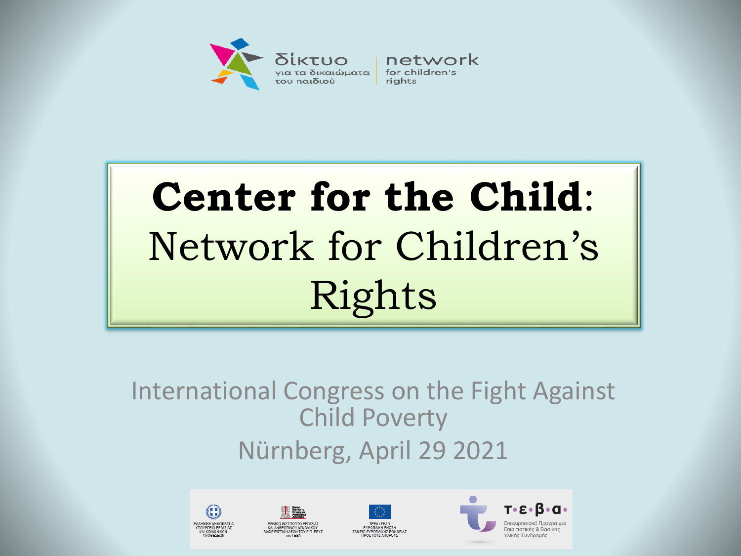δίκτυο για τα δικαιώματα του παιδιού | network for children's rights

# **Center for the Child**: Network for Children's Rights

International Congress on the Fight Against Child Poverty

Nürnberg, April 29 2021

ΕΛΛΗΝΙΚΗ ΔΗΜΟΚΡΑΤΙΑ ΥΠΟΥΡΓΕΙΟ ΕΡΓΑΣΙΑΣ ΚΑΙ ΚΟΙΝΩΝΙΚΩΝ ΥΠΟΘΕΣΕΩΝ

ΕΘΝΙΚΟ ΙΝΣΤΙΤΟΥΤΟ ΕΡΓΑΣΙΑΣ ΚΑΙ ΑΝΘΡΩΠΙΝΟΥ ΔΥΝΑΜΙΚΟΥ ΔΙΑΧΕΙΡΙΣΤΙΚΗ ΑΡΧΗ ΤΟΥ Ε.Π. ΕΒΥΣ του ΤΕΒΑ

ΤΕΒΑ / FEAD ΕΥΡΩΠΑΪΚΗ ΕΝΩΣΗ ΤΑΜΕΙΟ ΕΥΡΩΠΑΪΚΗΣ ΒΟΗΘΕΙΑΣ ΠΡΟΣ ΤΟΥΣ ΑΠΟΡΟΥΣ

Τ•Ε•Β•Α• Επιχειρησιακό Πρόγραμμα Επισιτιστικής & Βασικής Υλικής Συνδρομής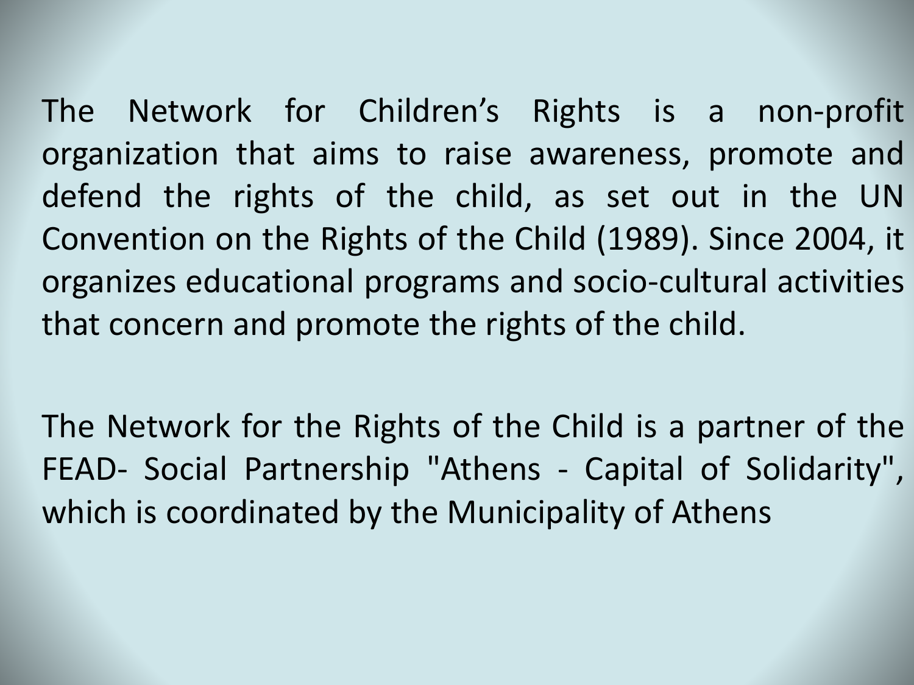The Network for Children's Rights is a non-profit organization that aims to raise awareness, promote and defend the rights of the child, as set out in the UN Convention on the Rights of the Child (1989). Since 2004, it organizes educational programs and socio-cultural activities that concern and promote the rights of the child.

The Network for the Rights of the Child is a partner of the FEAD- Social Partnership "Athens - Capital of Solidarity", which is coordinated by the Municipality of Athens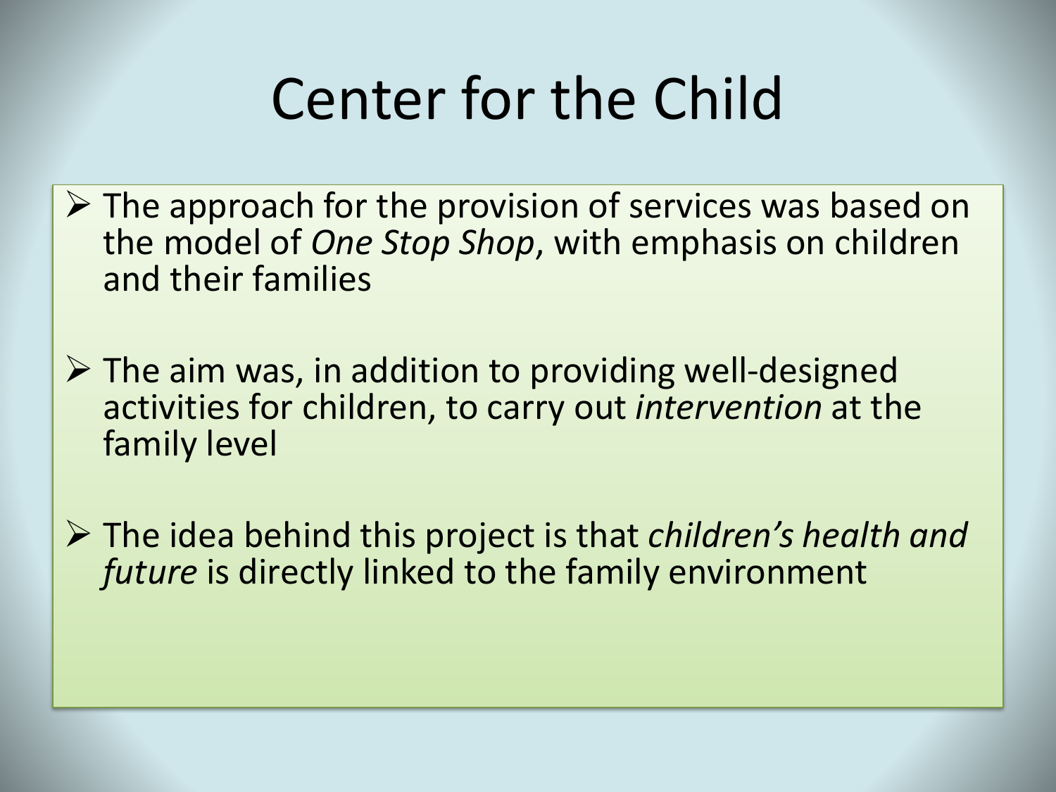# Center for the Child

- The approach for the provision of services was based on the model of *One Stop Shop*, with emphasis on children and their families
- The aim was, in addition to providing well-designed activities for children, to carry out *intervention* at the family level
- The idea behind this project is that *children's health and future* is directly linked to the family environment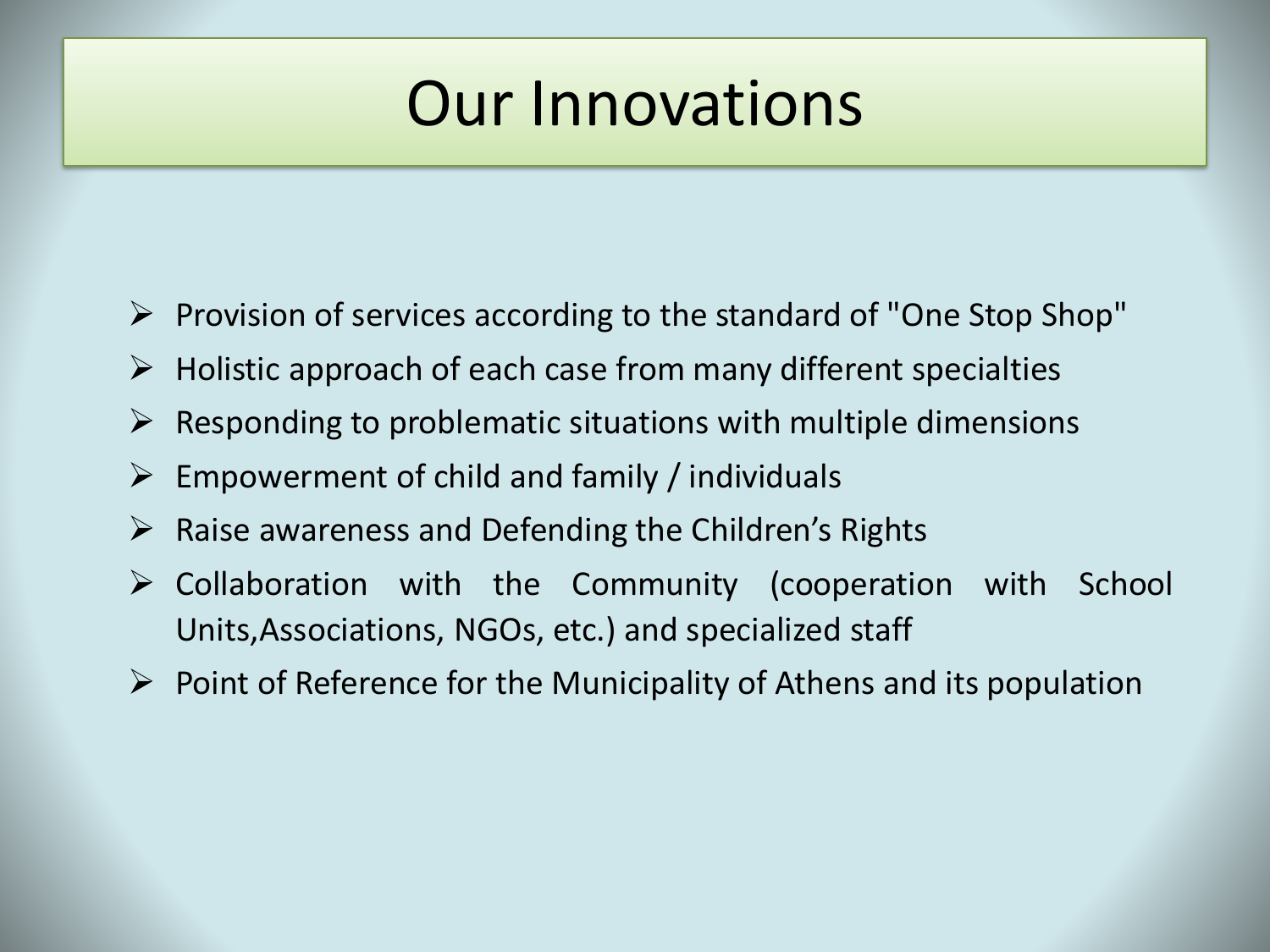# Our Innovations

- Provision of services according to the standard of "One Stop Shop"
- Holistic approach of each case from many different specialties
- Responding to problematic situations with multiple dimensions
- Empowerment of child and family / individuals
- Raise awareness and Defending the Children's Rights
- Collaboration with the Community (cooperation with School Units,Associations, NGOs, etc.) and specialized staff
- Point of Reference for the Municipality of Athens and its population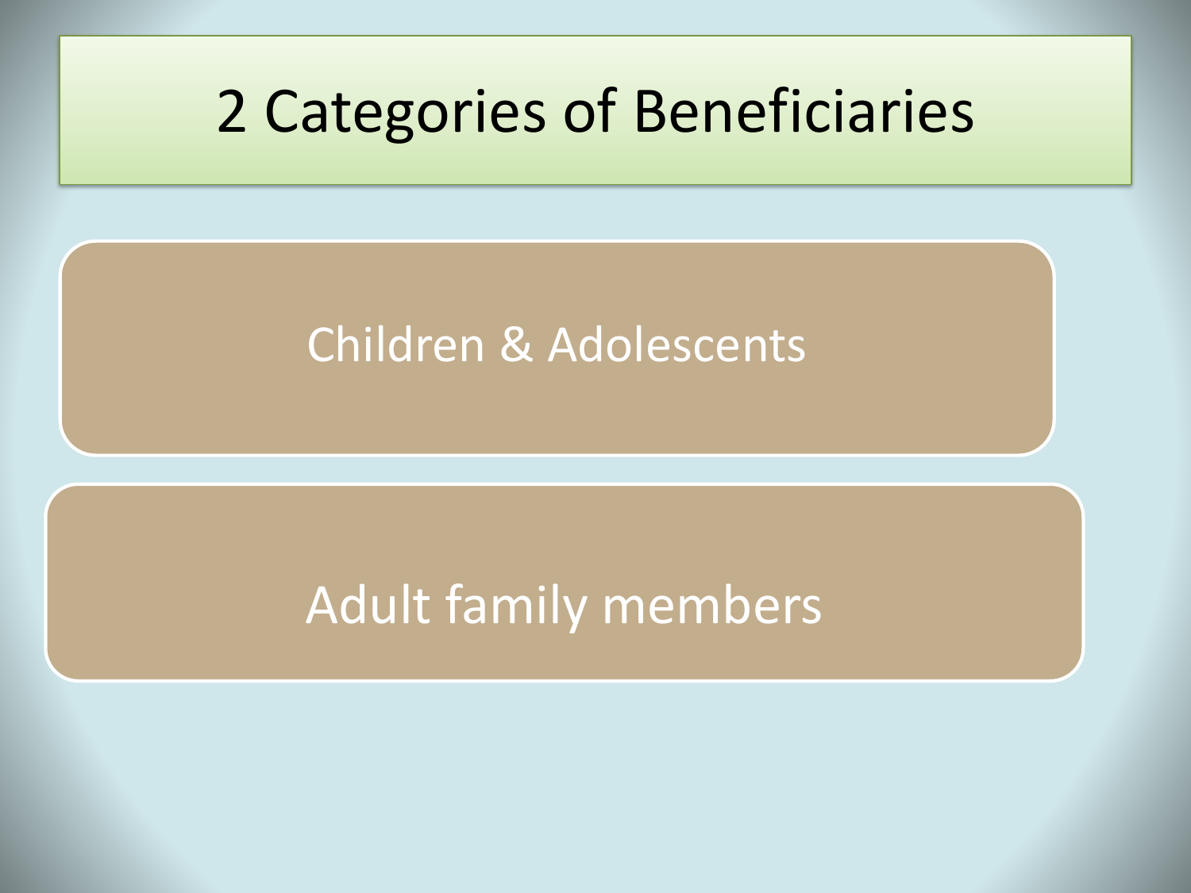# 2 Categories of Beneficiaries

- Children & Adolescents
- Adult family members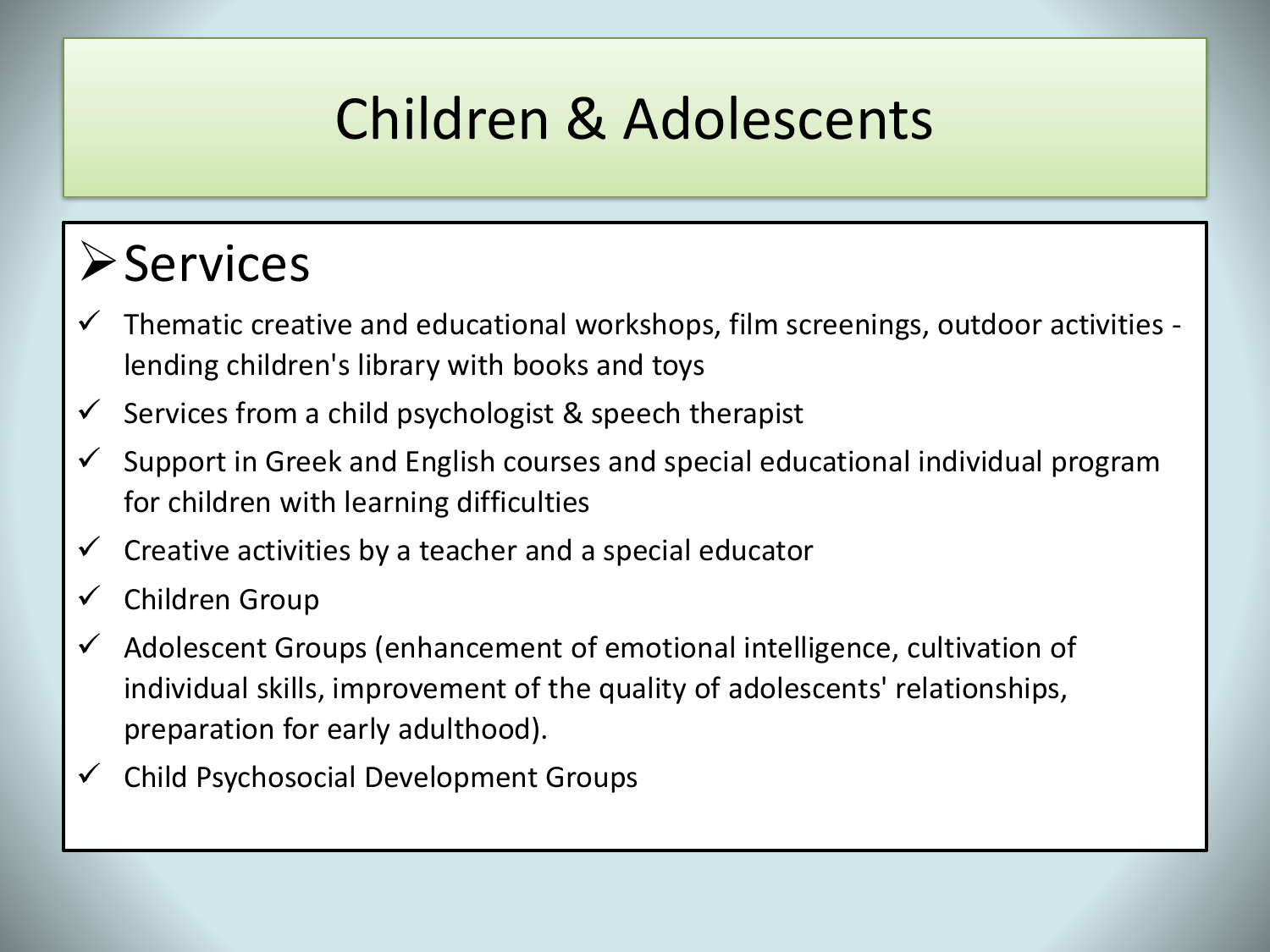# Children & Adolescents

## Services

- Thematic creative and educational workshops, film screenings, outdoor activities - lending children's library with books and toys
- Services from a child psychologist & speech therapist
- Support in Greek and English courses and special educational individual program for children with learning difficulties
- Creative activities by a teacher and a special educator
- Children Group
- Adolescent Groups (enhancement of emotional intelligence, cultivation of individual skills, improvement of the quality of adolescents' relationships, preparation for early adulthood).
- Child Psychosocial Development Groups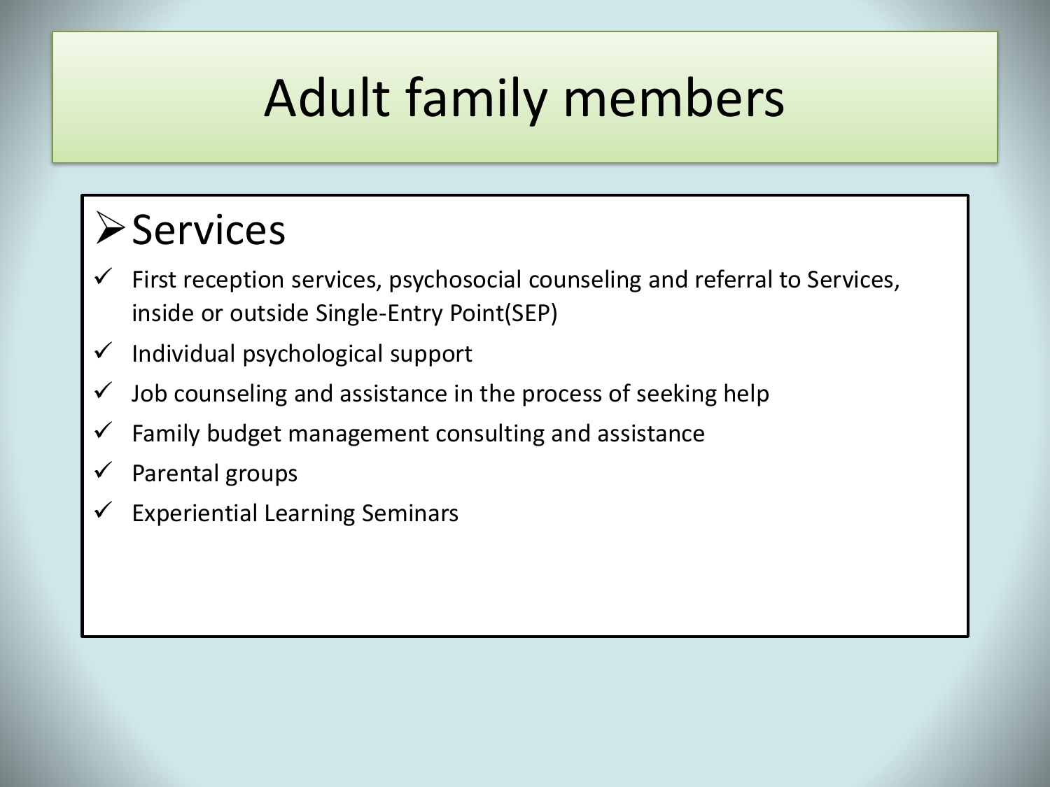# Adult family members

## ➢ Services

- ✓ First reception services, psychosocial counseling and referral to Services, inside or outside Single-Entry Point(SEP)
- ✓ Individual psychological support
- ✓ Job counseling and assistance in the process of seeking help
- ✓ Family budget management consulting and assistance
- ✓ Parental groups
- ✓ Experiential Learning Seminars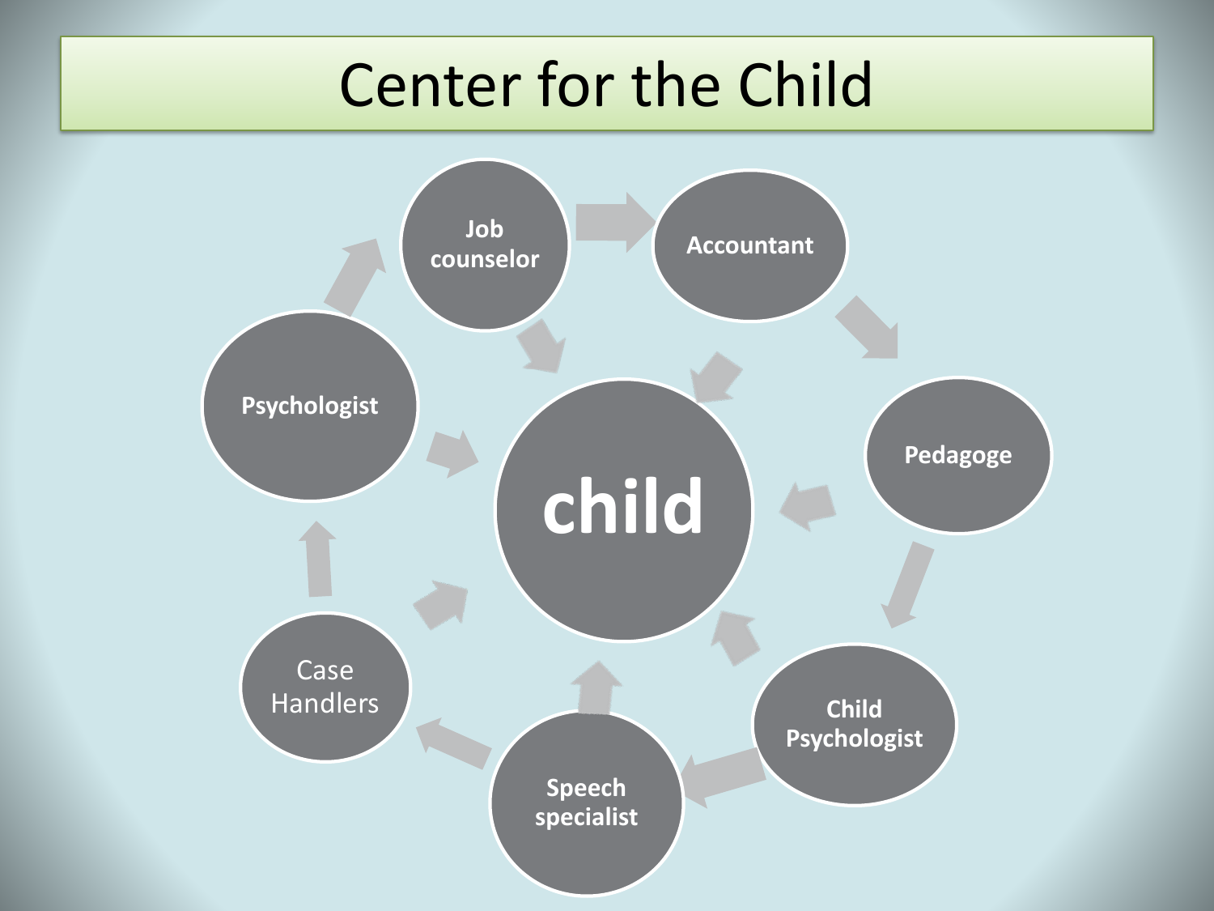# Center for the Child

- Job counselor
- Accountant
- Pedagoge
- Child Psychologist
- Speech specialist
- Case Handlers
- Psychologist

**child**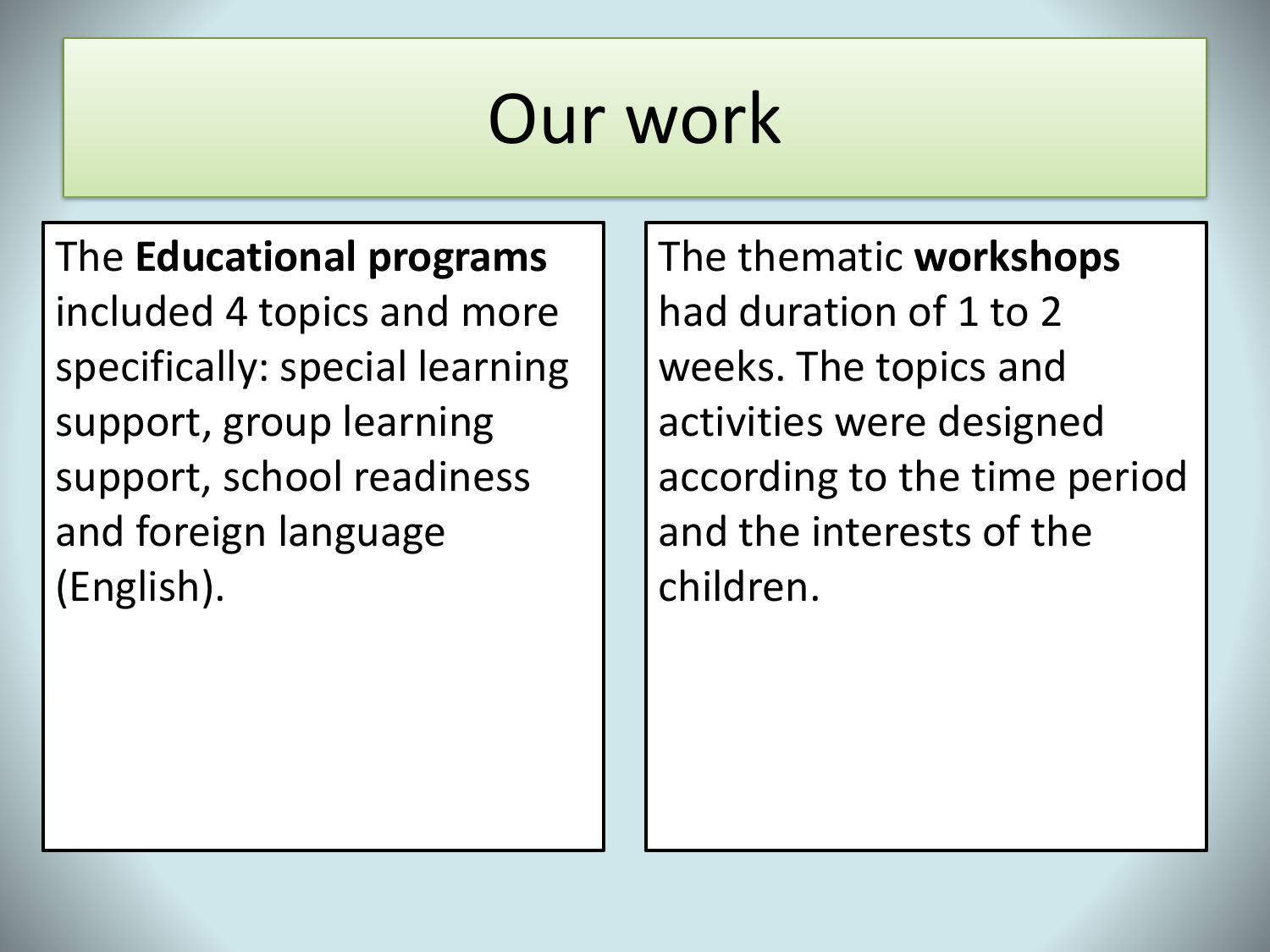# Our work

The **Educational programs** included 4 topics and more specifically: special learning support, group learning support, school readiness and foreign language (English).

The thematic **workshops** had duration of 1 to 2 weeks. The topics and activities were designed according to the time period and the interests of the children.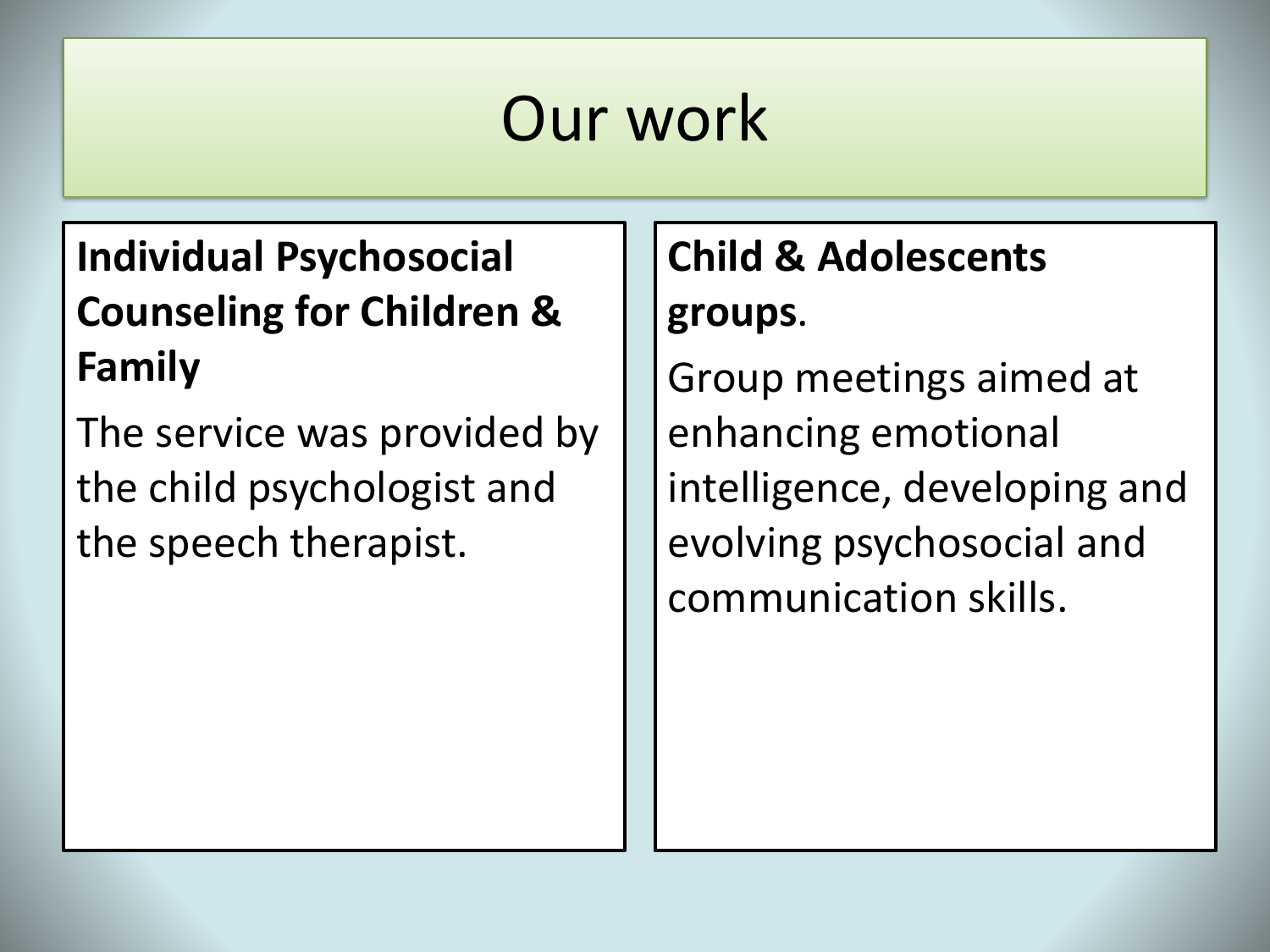# Our work

**Individual Psychosocial Counseling for Children & Family**

The service was provided by the child psychologist and the speech therapist.

**Child & Adolescents groups**.

Group meetings aimed at enhancing emotional intelligence, developing and evolving psychosocial and communication skills.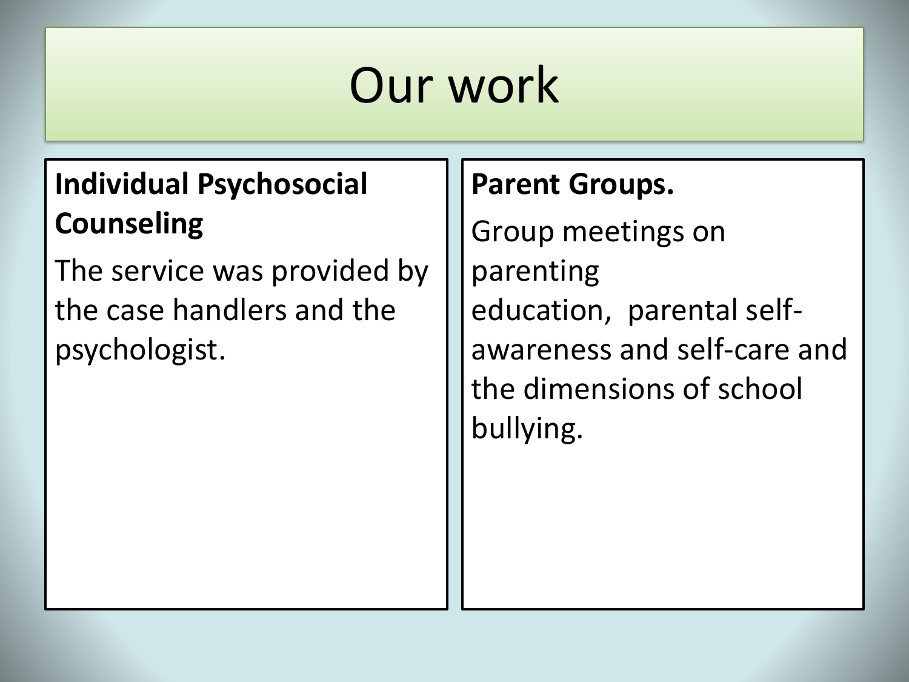# Our work

**Individual Psychosocial Counseling**

The service was provided by the case handlers and the psychologist.

**Parent Groups.**

Group meetings on parenting education, parental self-awareness and self-care and the dimensions of school bullying.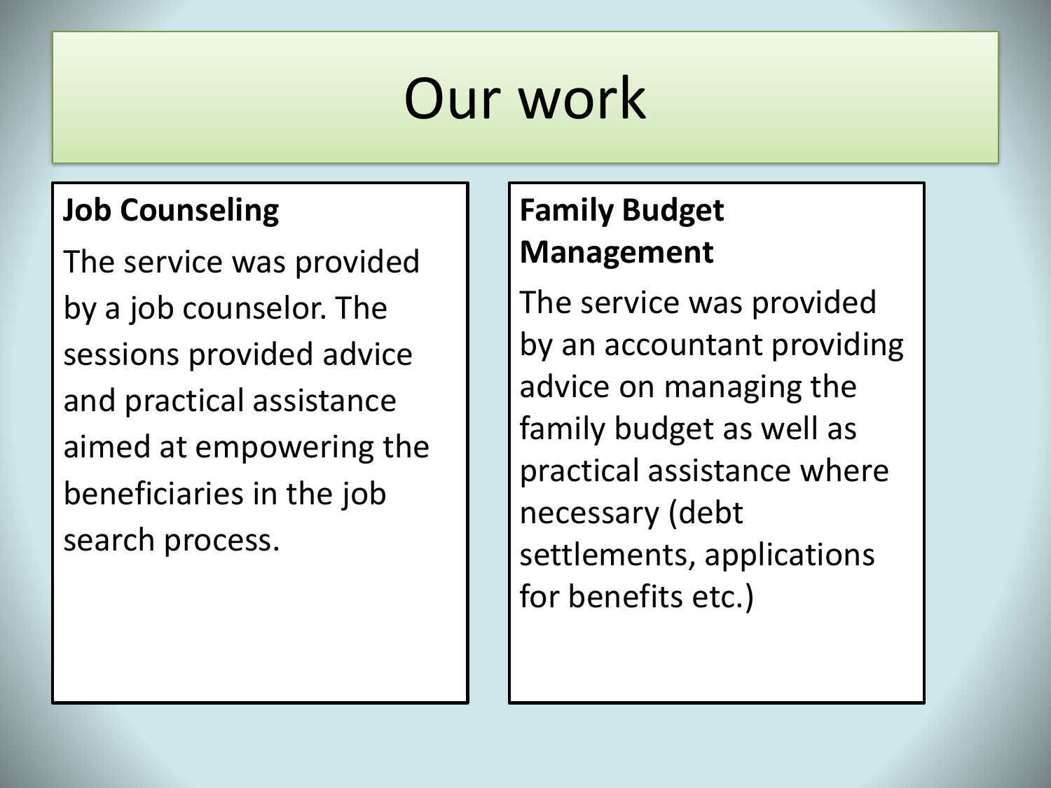# Our work

### Job Counseling

The service was provided by a job counselor. The sessions provided advice and practical assistance aimed at empowering the beneficiaries in the job search process.

### Family Budget Management

The service was provided by an accountant providing advice on managing the family budget as well as practical assistance where necessary (debt settlements, applications for benefits etc.)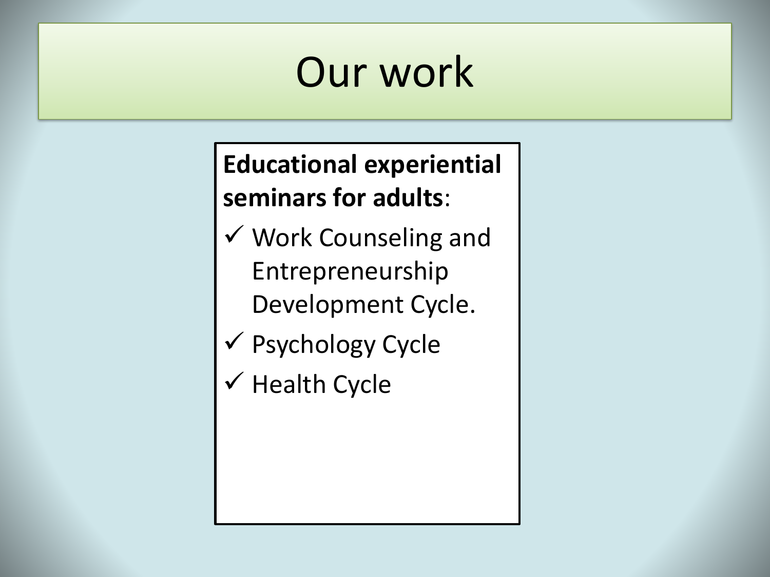# Our work

**Educational experiential seminars for adults**:

- ✓ Work Counseling and Entrepreneurship Development Cycle.
- ✓ Psychology Cycle
- ✓ Health Cycle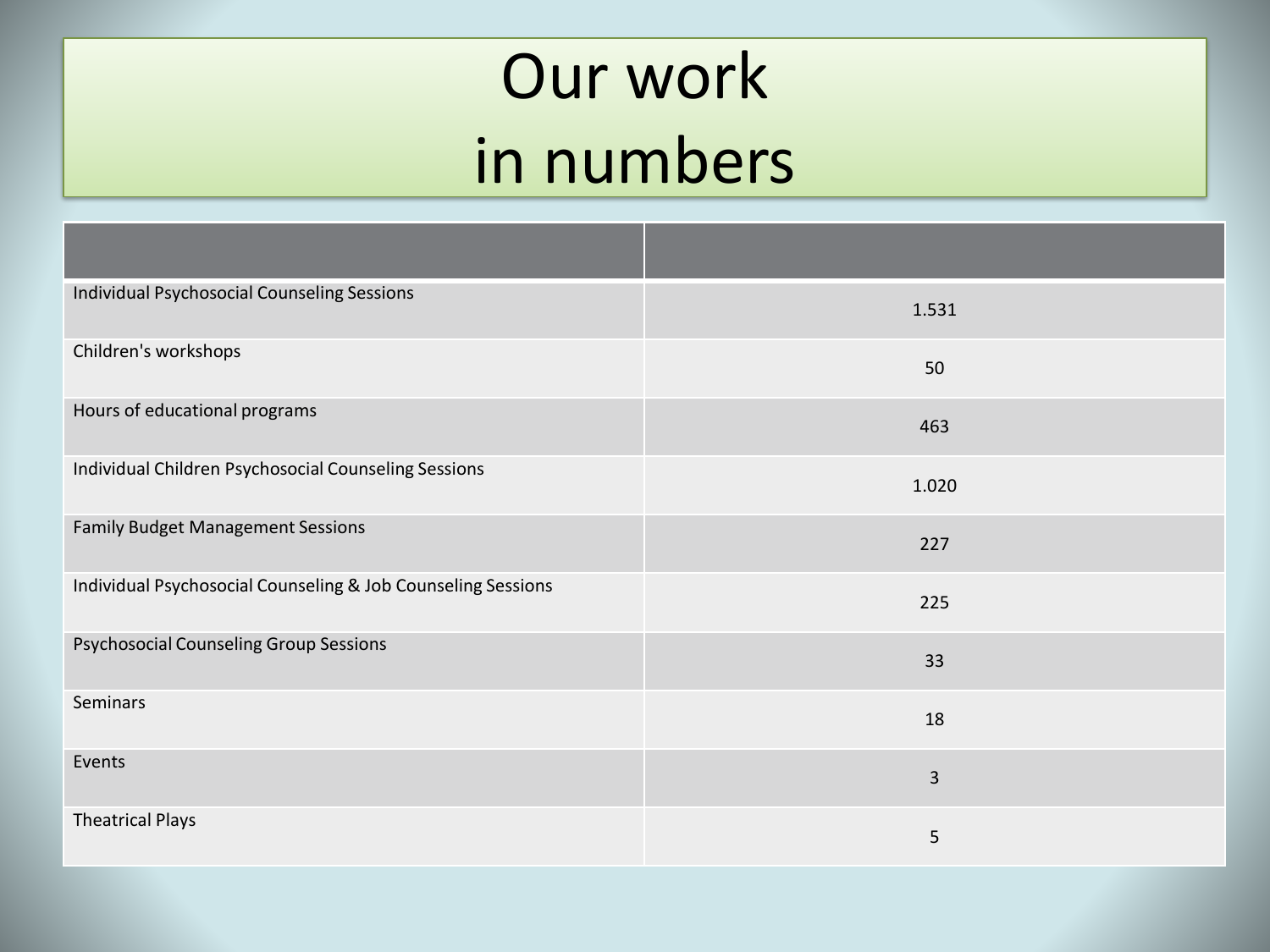# Our work in numbers

| | |
|---|---|
| Individual Psychosocial Counseling Sessions | 1.531 |
| Children's workshops | 50 |
| Hours of educational programs | 463 |
| Individual Children Psychosocial Counseling Sessions | 1.020 |
| Family Budget Management Sessions | 227 |
| Individual Psychosocial Counseling & Job Counseling Sessions | 225 |
| Psychosocial Counseling Group Sessions | 33 |
| Seminars | 18 |
| Events | 3 |
| Theatrical Plays | 5 |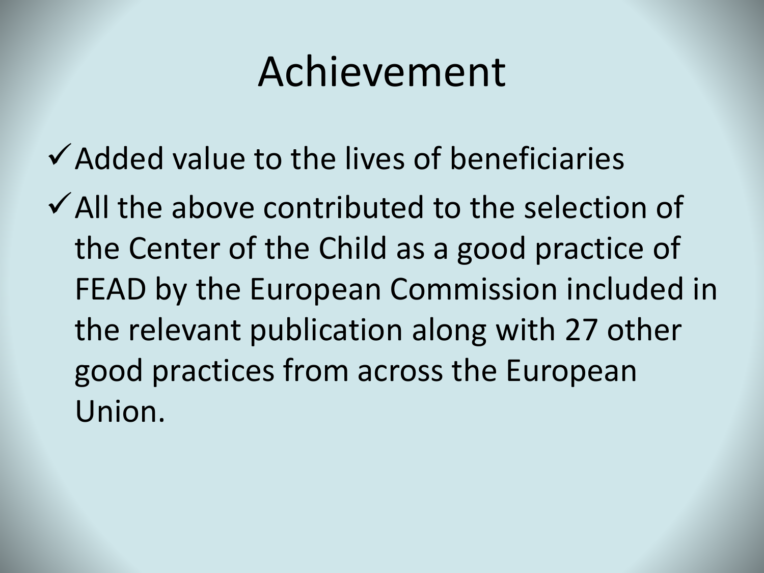# Achievement

- ✓ Added value to the lives of beneficiaries
- ✓ All the above contributed to the selection of the Center of the Child as a good practice of FEAD by the European Commission included in the relevant publication along with 27 other good practices from across the European Union.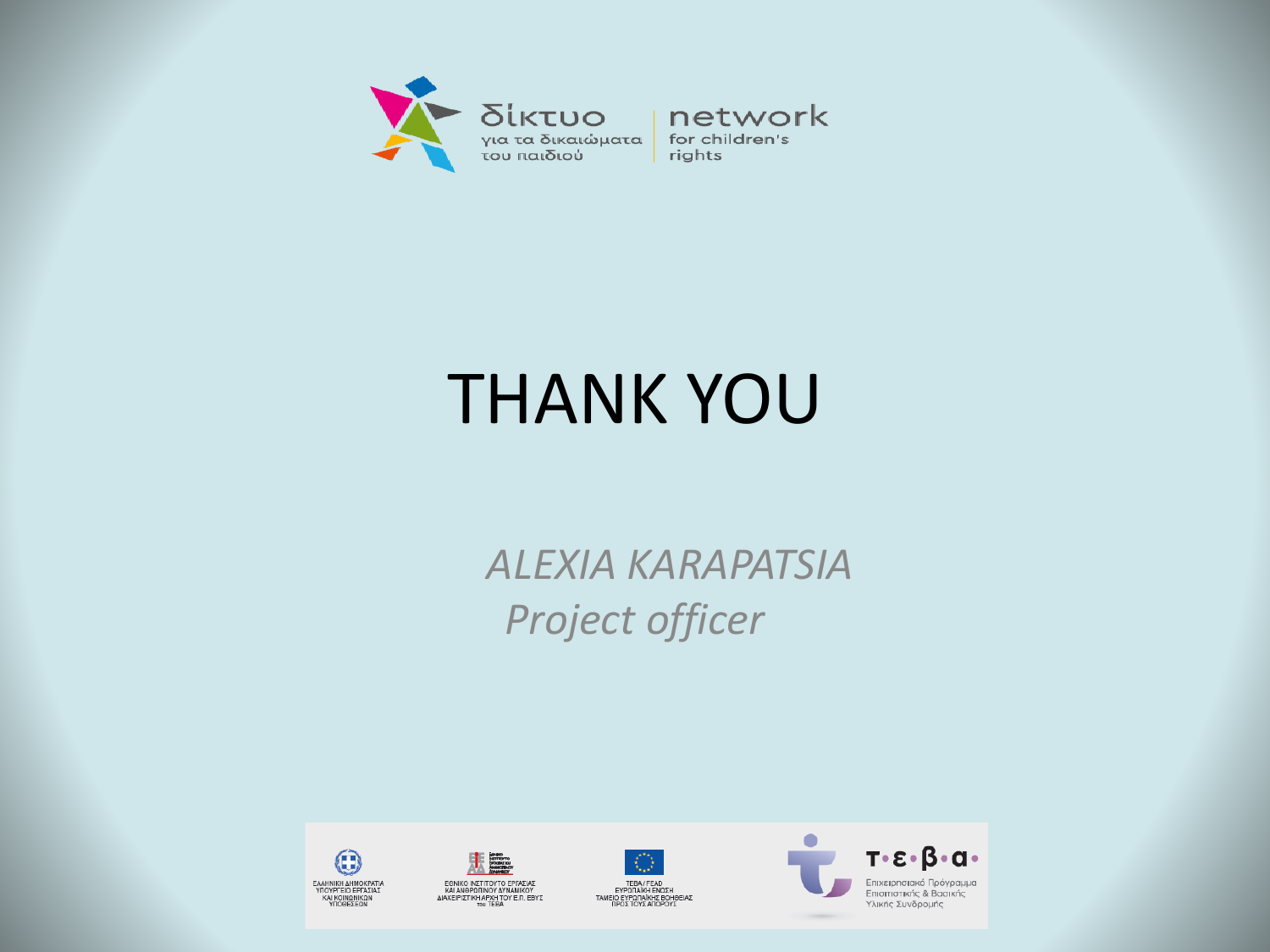δίκτυο για τα δικαιώματα του παιδιού | network for children's rights

# THANK YOU

*ALEXIA KARAPATSIA*

*Project officer*

ΕΛΛΗΝΙΚΗ ΔΗΜΟΚΡΑΤΙΑ ΥΠΟΥΡΓΕΙΟ ΕΡΓΑΣΙΑΣ ΚΑΙ ΚΟΙΝΩΝΙΚΩΝ ΥΠΟΘΕΣΕΩΝ

ΕΘΝΙΚΟ ΙΝΣΤΙΤΟΥΤΟ ΕΡΓΑΣΙΑΣ ΚΑΙ ΑΝΘΡΩΠΙΝΟΥ ΔΥΝΑΜΙΚΟΥ ΔΙΑΧΕΙΡΙΣΤΙΚΗ ΑΡΧΗ ΤΟΥ Ε.Π. ΕΒΥΣ του ΤΕΒΑ

ΤΕΒΑ / FEAD ΕΥΡΩΠΑΪΚΗ ΕΝΩΣΗ ΤΑΜΕΙΟ ΕΥΡΩΠΑΪΚΗΣ ΒΟΗΘΕΙΑΣ ΠΡΟΣ ΤΟΥΣ ΑΠΟΡΟΥΣ

τ·ε·β·α· Επιχειρησιακό Πρόγραμμα Επισιτιστικής & Βασικής Υλικής Συνδρομής